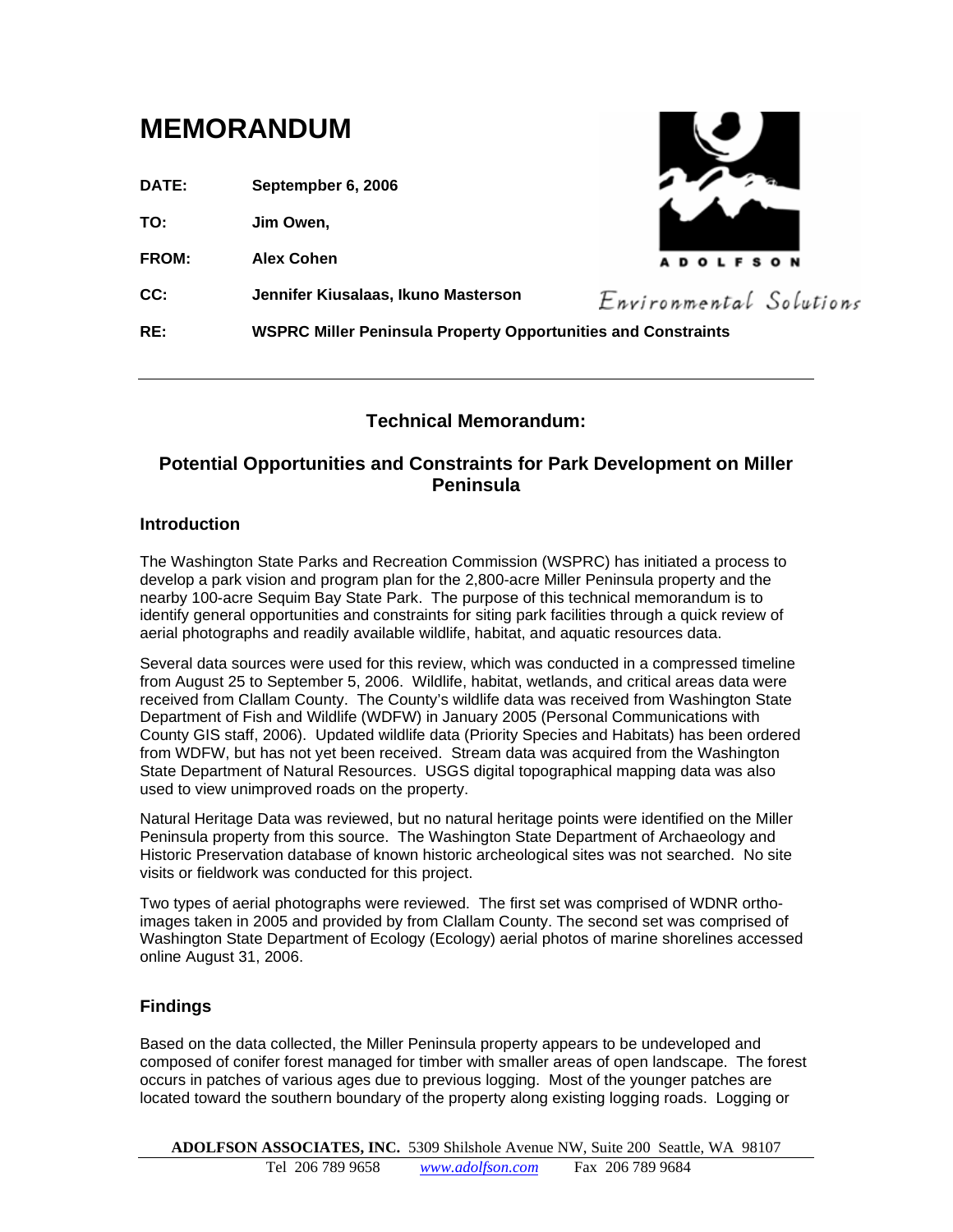# MEMORANDUM

**DATE:** **Septempber 6, 2006**

**TO:** **Jim Owen,**

**FROM:** **Alex Cohen**

**CC:** **Jennifer Kiusalaas, Ikuno Masterson**

**RE:** **WSPRC Miller Peninsula Property Opportunities and Constraints**

---

## Technical Memorandum:

## Potential Opportunities and Constraints for Park Development on Miller Peninsula

### Introduction

The Washington State Parks and Recreation Commission (WSPRC) has initiated a process to develop a park vision and program plan for the 2,800-acre Miller Peninsula property and the nearby 100-acre Sequim Bay State Park. The purpose of this technical memorandum is to identify general opportunities and constraints for siting park facilities through a quick review of aerial photographs and readily available wildlife, habitat, and aquatic resources data.

Several data sources were used for this review, which was conducted in a compressed timeline from August 25 to September 5, 2006. Wildlife, habitat, wetlands, and critical areas data were received from Clallam County. The County's wildlife data was received from Washington State Department of Fish and Wildlife (WDFW) in January 2005 (Personal Communications with County GIS staff, 2006). Updated wildlife data (Priority Species and Habitats) has been ordered from WDFW, but has not yet been received. Stream data was acquired from the Washington State Department of Natural Resources. USGS digital topographical mapping data was also used to view unimproved roads on the property.

Natural Heritage Data was reviewed, but no natural heritage points were identified on the Miller Peninsula property from this source. The Washington State Department of Archaeology and Historic Preservation database of known historic archeological sites was not searched. No site visits or fieldwork was conducted for this project.

Two types of aerial photographs were reviewed. The first set was comprised of WDNR ortho-images taken in 2005 and provided by from Clallam County. The second set was comprised of Washington State Department of Ecology (Ecology) aerial photos of marine shorelines accessed online August 31, 2006.

### Findings

Based on the data collected, the Miller Peninsula property appears to be undeveloped and composed of conifer forest managed for timber with smaller areas of open landscape. The forest occurs in patches of various ages due to previous logging. Most of the younger patches are located toward the southern boundary of the property along existing logging roads. Logging or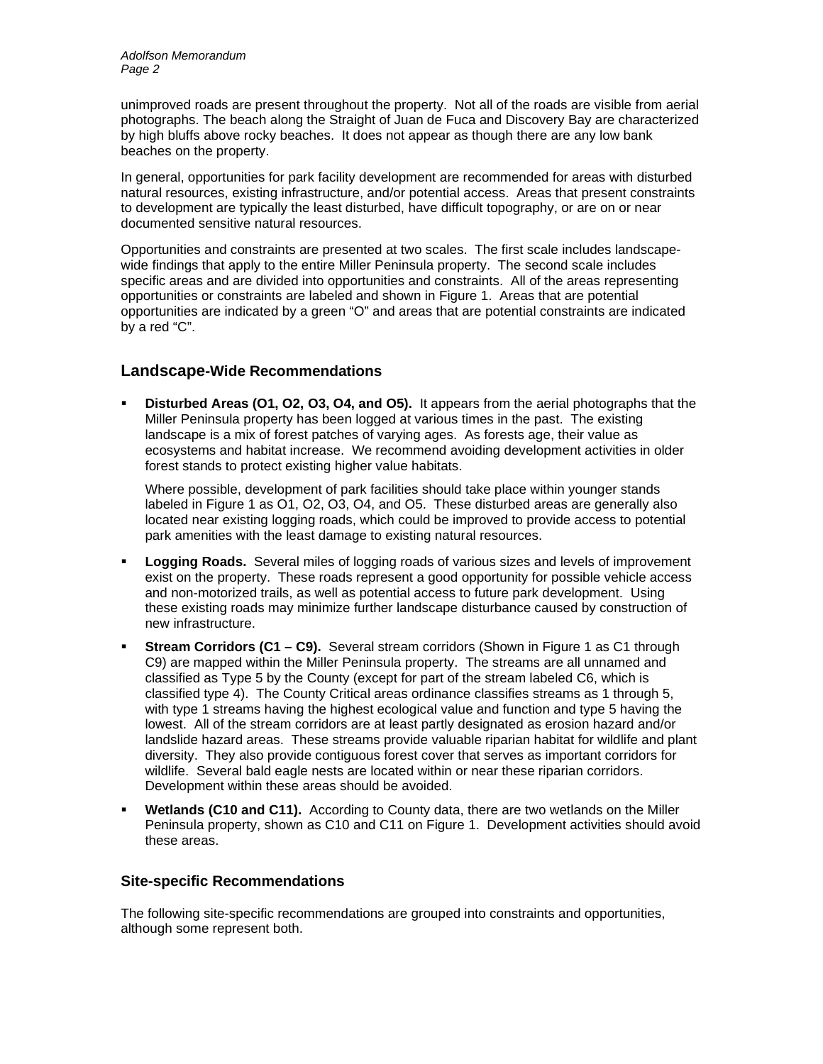unimproved roads are present throughout the property. Not all of the roads are visible from aerial photographs. The beach along the Straight of Juan de Fuca and Discovery Bay are characterized by high bluffs above rocky beaches. It does not appear as though there are any low bank beaches on the property.

In general, opportunities for park facility development are recommended for areas with disturbed natural resources, existing infrastructure, and/or potential access. Areas that present constraints to development are typically the least disturbed, have difficult topography, or are on or near documented sensitive natural resources.

Opportunities and constraints are presented at two scales. The first scale includes landscape-wide findings that apply to the entire Miller Peninsula property. The second scale includes specific areas and are divided into opportunities and constraints. All of the areas representing opportunities or constraints are labeled and shown in Figure 1. Areas that are potential opportunities are indicated by a green "O" and areas that are potential constraints are indicated by a red "C".

## Landscape-Wide Recommendations

- **Disturbed Areas (O1, O2, O3, O4, and O5).** It appears from the aerial photographs that the Miller Peninsula property has been logged at various times in the past. The existing landscape is a mix of forest patches of varying ages. As forests age, their value as ecosystems and habitat increase. We recommend avoiding development activities in older forest stands to protect existing higher value habitats.

  Where possible, development of park facilities should take place within younger stands labeled in Figure 1 as O1, O2, O3, O4, and O5. These disturbed areas are generally also located near existing logging roads, which could be improved to provide access to potential park amenities with the least damage to existing natural resources.

- **Logging Roads.** Several miles of logging roads of various sizes and levels of improvement exist on the property. These roads represent a good opportunity for possible vehicle access and non-motorized trails, as well as potential access to future park development. Using these existing roads may minimize further landscape disturbance caused by construction of new infrastructure.

- **Stream Corridors (C1 – C9).** Several stream corridors (Shown in Figure 1 as C1 through C9) are mapped within the Miller Peninsula property. The streams are all unnamed and classified as Type 5 by the County (except for part of the stream labeled C6, which is classified type 4). The County Critical areas ordinance classifies streams as 1 through 5, with type 1 streams having the highest ecological value and function and type 5 having the lowest. All of the stream corridors are at least partly designated as erosion hazard and/or landslide hazard areas. These streams provide valuable riparian habitat for wildlife and plant diversity. They also provide contiguous forest cover that serves as important corridors for wildlife. Several bald eagle nests are located within or near these riparian corridors. Development within these areas should be avoided.

- **Wetlands (C10 and C11).** According to County data, there are two wetlands on the Miller Peninsula property, shown as C10 and C11 on Figure 1. Development activities should avoid these areas.

## Site-specific Recommendations

The following site-specific recommendations are grouped into constraints and opportunities, although some represent both.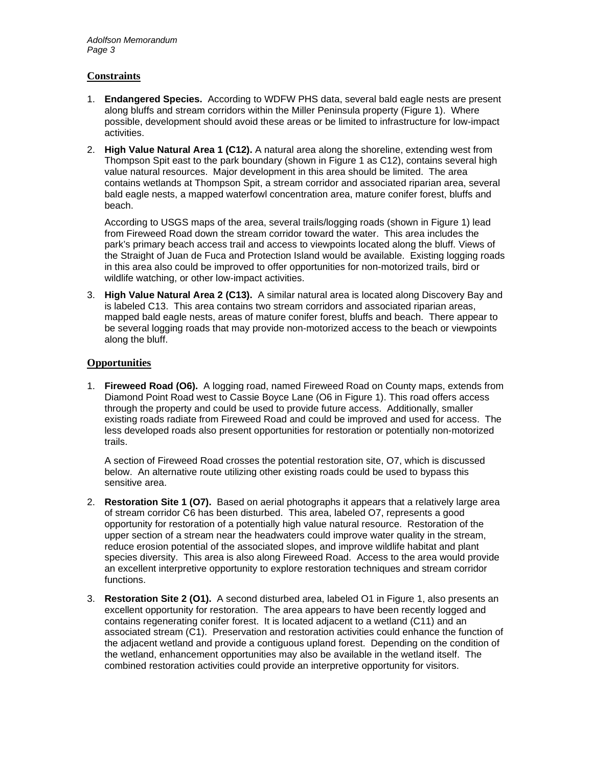## Constraints

1. **Endangered Species.** According to WDFW PHS data, several bald eagle nests are present along bluffs and stream corridors within the Miller Peninsula property (Figure 1). Where possible, development should avoid these areas or be limited to infrastructure for low-impact activities.

2. **High Value Natural Area 1 (C12).** A natural area along the shoreline, extending west from Thompson Spit east to the park boundary (shown in Figure 1 as C12), contains several high value natural resources. Major development in this area should be limited. The area contains wetlands at Thompson Spit, a stream corridor and associated riparian area, several bald eagle nests, a mapped waterfowl concentration area, mature conifer forest, bluffs and beach.

   According to USGS maps of the area, several trails/logging roads (shown in Figure 1) lead from Fireweed Road down the stream corridor toward the water. This area includes the park's primary beach access trail and access to viewpoints located along the bluff. Views of the Straight of Juan de Fuca and Protection Island would be available. Existing logging roads in this area also could be improved to offer opportunities for non-motorized trails, bird or wildlife watching, or other low-impact activities.

3. **High Value Natural Area 2 (C13).** A similar natural area is located along Discovery Bay and is labeled C13. This area contains two stream corridors and associated riparian areas, mapped bald eagle nests, areas of mature conifer forest, bluffs and beach. There appear to be several logging roads that may provide non-motorized access to the beach or viewpoints along the bluff.

## Opportunities

1. **Fireweed Road (O6).** A logging road, named Fireweed Road on County maps, extends from Diamond Point Road west to Cassie Boyce Lane (O6 in Figure 1). This road offers access through the property and could be used to provide future access. Additionally, smaller existing roads radiate from Fireweed Road and could be improved and used for access. The less developed roads also present opportunities for restoration or potentially non-motorized trails.

   A section of Fireweed Road crosses the potential restoration site, O7, which is discussed below. An alternative route utilizing other existing roads could be used to bypass this sensitive area.

2. **Restoration Site 1 (O7).** Based on aerial photographs it appears that a relatively large area of stream corridor C6 has been disturbed. This area, labeled O7, represents a good opportunity for restoration of a potentially high value natural resource. Restoration of the upper section of a stream near the headwaters could improve water quality in the stream, reduce erosion potential of the associated slopes, and improve wildlife habitat and plant species diversity. This area is also along Fireweed Road. Access to the area would provide an excellent interpretive opportunity to explore restoration techniques and stream corridor functions.

3. **Restoration Site 2 (O1).** A second disturbed area, labeled O1 in Figure 1, also presents an excellent opportunity for restoration. The area appears to have been recently logged and contains regenerating conifer forest. It is located adjacent to a wetland (C11) and an associated stream (C1). Preservation and restoration activities could enhance the function of the adjacent wetland and provide a contiguous upland forest. Depending on the condition of the wetland, enhancement opportunities may also be available in the wetland itself. The combined restoration activities could provide an interpretive opportunity for visitors.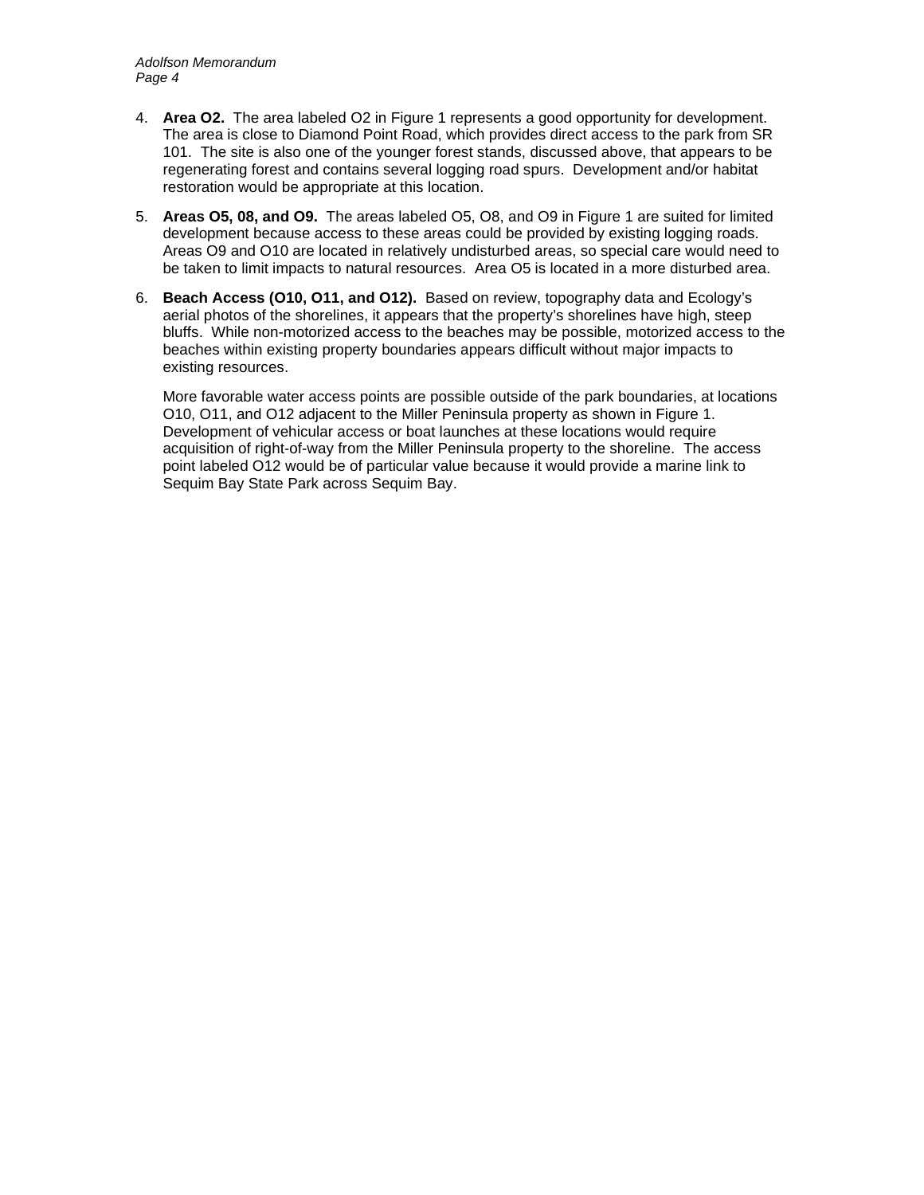4. **Area O2.** The area labeled O2 in Figure 1 represents a good opportunity for development. The area is close to Diamond Point Road, which provides direct access to the park from SR 101. The site is also one of the younger forest stands, discussed above, that appears to be regenerating forest and contains several logging road spurs. Development and/or habitat restoration would be appropriate at this location.

5. **Areas O5, 08, and O9.** The areas labeled O5, O8, and O9 in Figure 1 are suited for limited development because access to these areas could be provided by existing logging roads. Areas O9 and O10 are located in relatively undisturbed areas, so special care would need to be taken to limit impacts to natural resources. Area O5 is located in a more disturbed area.

6. **Beach Access (O10, O11, and O12).** Based on review, topography data and Ecology's aerial photos of the shorelines, it appears that the property's shorelines have high, steep bluffs. While non-motorized access to the beaches may be possible, motorized access to the beaches within existing property boundaries appears difficult without major impacts to existing resources.

   More favorable water access points are possible outside of the park boundaries, at locations O10, O11, and O12 adjacent to the Miller Peninsula property as shown in Figure 1. Development of vehicular access or boat launches at these locations would require acquisition of right-of-way from the Miller Peninsula property to the shoreline. The access point labeled O12 would be of particular value because it would provide a marine link to Sequim Bay State Park across Sequim Bay.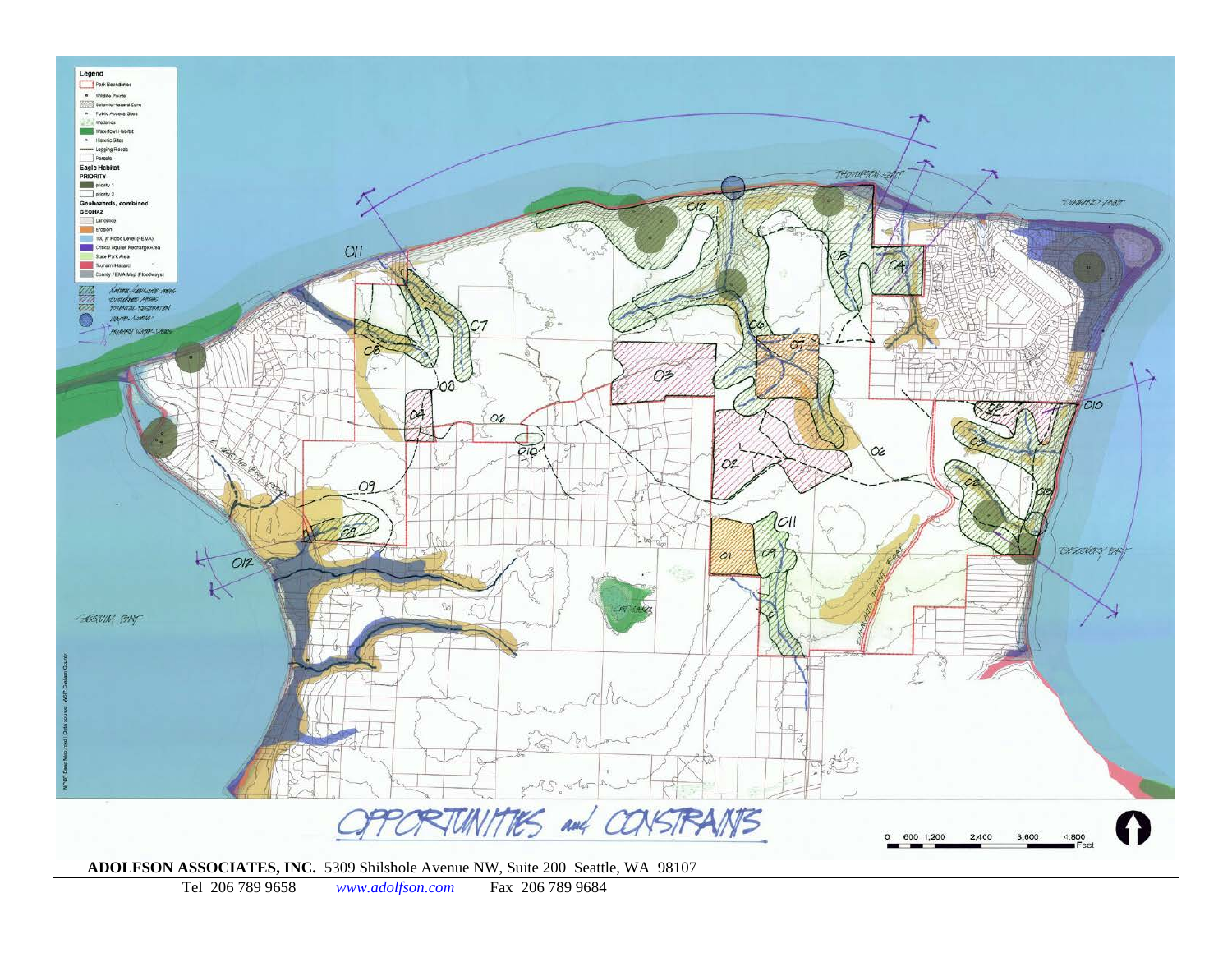Legend

Park Boundaries

Wildlife Points

Seismic Hazard Zone

Public Access Sites

Wetlands

Waterfowl Habitat

Historic Sites

Logging Roads

Parcels

Eagle Habitat

PRIORITY

priority 1

priority 2

Geohazards, combined

GEOHAZ

Landslide

Erosion

100 yr Flood Level (FEMA)

Critical Aquifer Recharge Area

State Park Area

Tsunami Hazard

County FEMA Map (Floodways)

NATURAL LANDSCAPE AREAS

DEVELOPABLE AREAS

POTENTIAL RECREATION

WATER ACCESS

PRIMARY WATER VIEWS

THOMPSON SPIT

DUNGENESS POINT

DISCOVERY BAY

SEQUIM BAY

C1 C2 C3 C4 C5 C6 C7 C8 C9 C10 C11 C12

O1 O2 O3 O4 O5 O6 O7 O8 O9 O10 O11 O12

0 600 1,200 2,400 3,600 4,800 Feet

OPPORTUNITIES and CONSTRAINTS

**ADOLFSON ASSOCIATES, INC.** 5309 Shilshole Avenue NW, Suite 200 Seattle, WA 98107

Tel 206 789 9658 www.adolfson.com Fax 206 789 9684